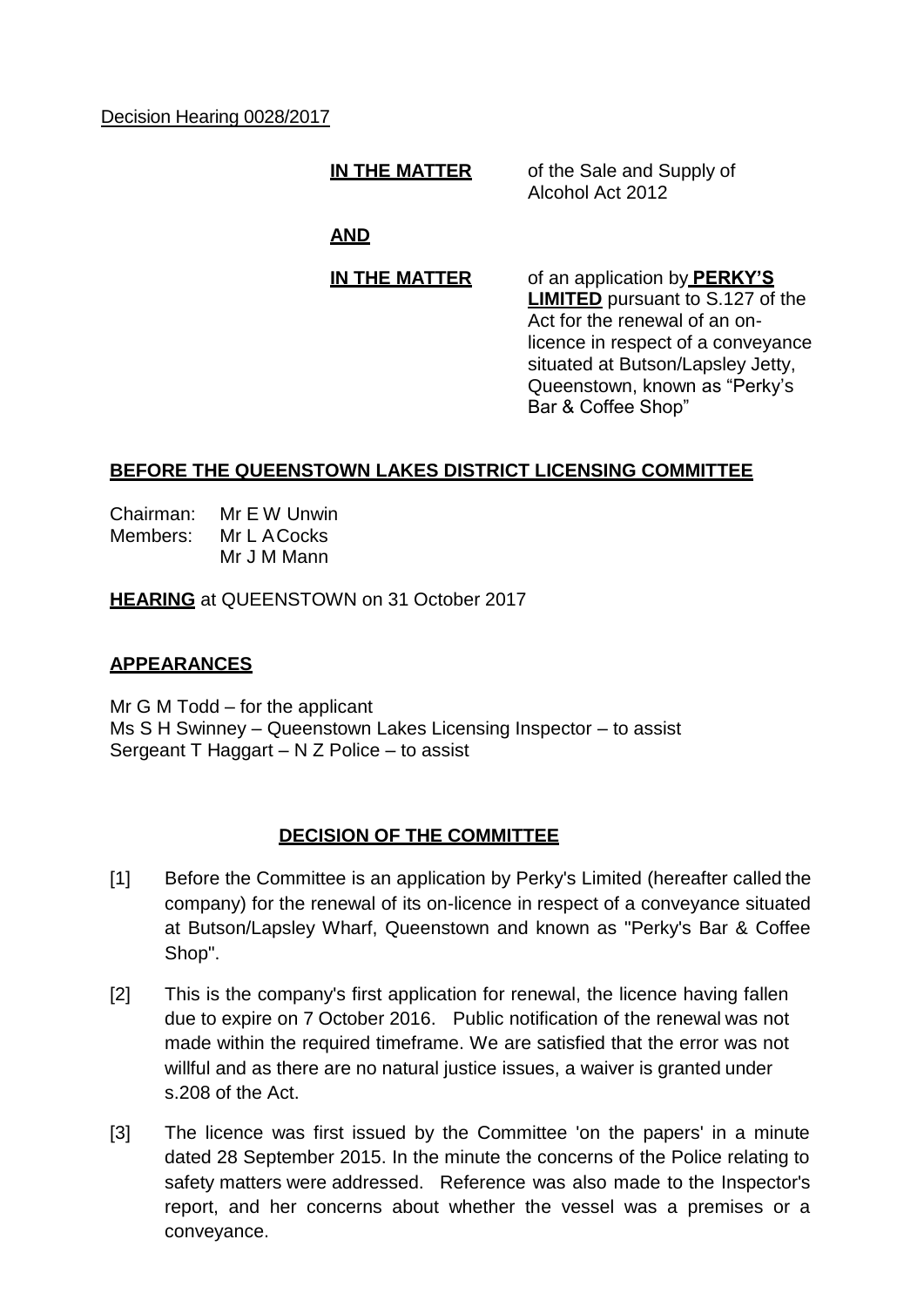Decision Hearing 0028/2017

**IN THE MATTER** of the Sale and Supply of Alcohol Act 2012

**AND**

**IN THE MATTER** of an application by **PERKY'S LIMITED** pursuant to S.127 of the Act for the renewal of an on-licence in respect of a conveyance situated at Butson/Lapsley Jetty, Queenstown, known as "Perky's Bar & Coffee Shop"

## BEFORE THE QUEENSTOWN LAKES DISTRICT LICENSING COMMITTEE

Chairman: Mr E W Unwin
Members: Mr L A Cocks
Mr J M Mann

**HEARING** at QUEENSTOWN on 31 October 2017

## APPEARANCES

Mr G M Todd – for the applicant
Ms S H Swinney – Queenstown Lakes Licensing Inspector – to assist
Sergeant T Haggart – N Z Police – to assist

## DECISION OF THE COMMITTEE

[1] Before the Committee is an application by Perky's Limited (hereafter called the company) for the renewal of its on-licence in respect of a conveyance situated at Butson/Lapsley Wharf, Queenstown and known as "Perky's Bar & Coffee Shop".

[2] This is the company's first application for renewal, the licence having fallen due to expire on 7 October 2016. Public notification of the renewal was not made within the required timeframe. We are satisfied that the error was not willful and as there are no natural justice issues, a waiver is granted under s.208 of the Act.

[3] The licence was first issued by the Committee 'on the papers' in a minute dated 28 September 2015. In the minute the concerns of the Police relating to safety matters were addressed. Reference was also made to the Inspector's report, and her concerns about whether the vessel was a premises or a conveyance.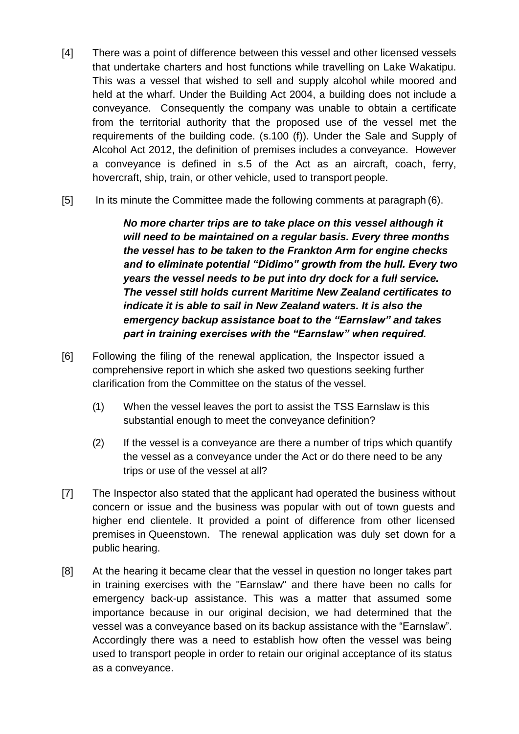[4] There was a point of difference between this vessel and other licensed vessels that undertake charters and host functions while travelling on Lake Wakatipu. This was a vessel that wished to sell and supply alcohol while moored and held at the wharf. Under the Building Act 2004, a building does not include a conveyance. Consequently the company was unable to obtain a certificate from the territorial authority that the proposed use of the vessel met the requirements of the building code. (s.100 (f)). Under the Sale and Supply of Alcohol Act 2012, the definition of premises includes a conveyance. However a conveyance is defined in s.5 of the Act as an aircraft, coach, ferry, hovercraft, ship, train, or other vehicle, used to transport people.

[5] In its minute the Committee made the following comments at paragraph (6).

> ***No more charter trips are to take place on this vessel although it will need to be maintained on a regular basis. Every three months the vessel has to be taken to the Frankton Arm for engine checks and to eliminate potential "Didimo" growth from the hull. Every two years the vessel needs to be put into dry dock for a full service. The vessel still holds current Maritime New Zealand certificates to indicate it is able to sail in New Zealand waters. It is also the emergency backup assistance boat to the "Earnslaw" and takes part in training exercises with the "Earnslaw" when required.***

[6] Following the filing of the renewal application, the Inspector issued a comprehensive report in which she asked two questions seeking further clarification from the Committee on the status of the vessel.

(1) When the vessel leaves the port to assist the TSS Earnslaw is this substantial enough to meet the conveyance definition?

(2) If the vessel is a conveyance are there a number of trips which quantify the vessel as a conveyance under the Act or do there need to be any trips or use of the vessel at all?

[7] The Inspector also stated that the applicant had operated the business without concern or issue and the business was popular with out of town guests and higher end clientele. It provided a point of difference from other licensed premises in Queenstown. The renewal application was duly set down for a public hearing.

[8] At the hearing it became clear that the vessel in question no longer takes part in training exercises with the "Earnslaw" and there have been no calls for emergency back-up assistance. This was a matter that assumed some importance because in our original decision, we had determined that the vessel was a conveyance based on its backup assistance with the "Earnslaw". Accordingly there was a need to establish how often the vessel was being used to transport people in order to retain our original acceptance of its status as a conveyance.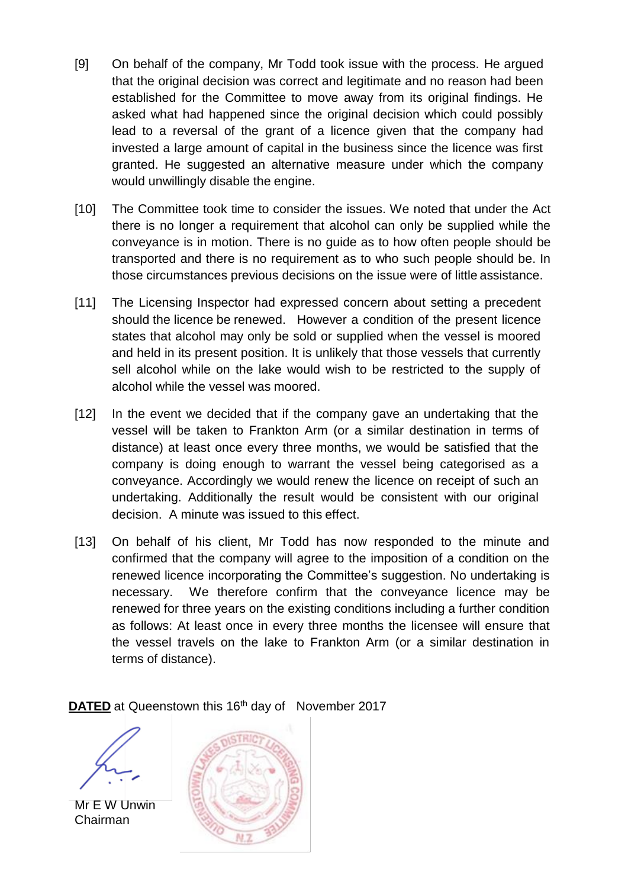[9] On behalf of the company, Mr Todd took issue with the process. He argued that the original decision was correct and legitimate and no reason had been established for the Committee to move away from its original findings. He asked what had happened since the original decision which could possibly lead to a reversal of the grant of a licence given that the company had invested a large amount of capital in the business since the licence was first granted. He suggested an alternative measure under which the company would unwillingly disable the engine.

[10] The Committee took time to consider the issues. We noted that under the Act there is no longer a requirement that alcohol can only be supplied while the conveyance is in motion. There is no guide as to how often people should be transported and there is no requirement as to who such people should be. In those circumstances previous decisions on the issue were of little assistance.

[11] The Licensing Inspector had expressed concern about setting a precedent should the licence be renewed. However a condition of the present licence states that alcohol may only be sold or supplied when the vessel is moored and held in its present position. It is unlikely that those vessels that currently sell alcohol while on the lake would wish to be restricted to the supply of alcohol while the vessel was moored.

[12] In the event we decided that if the company gave an undertaking that the vessel will be taken to Frankton Arm (or a similar destination in terms of distance) at least once every three months, we would be satisfied that the company is doing enough to warrant the vessel being categorised as a conveyance. Accordingly we would renew the licence on receipt of such an undertaking. Additionally the result would be consistent with our original decision. A minute was issued to this effect.

[13] On behalf of his client, Mr Todd has now responded to the minute and confirmed that the company will agree to the imposition of a condition on the renewed licence incorporating the Committee's suggestion. No undertaking is necessary. We therefore confirm that the conveyance licence may be renewed for three years on the existing conditions including a further condition as follows: At least once in every three months the licensee will ensure that the vessel travels on the lake to Frankton Arm (or a similar destination in terms of distance).

**DATED** at Queenstown this 16th day of November 2017

Mr E W Unwin
Chairman